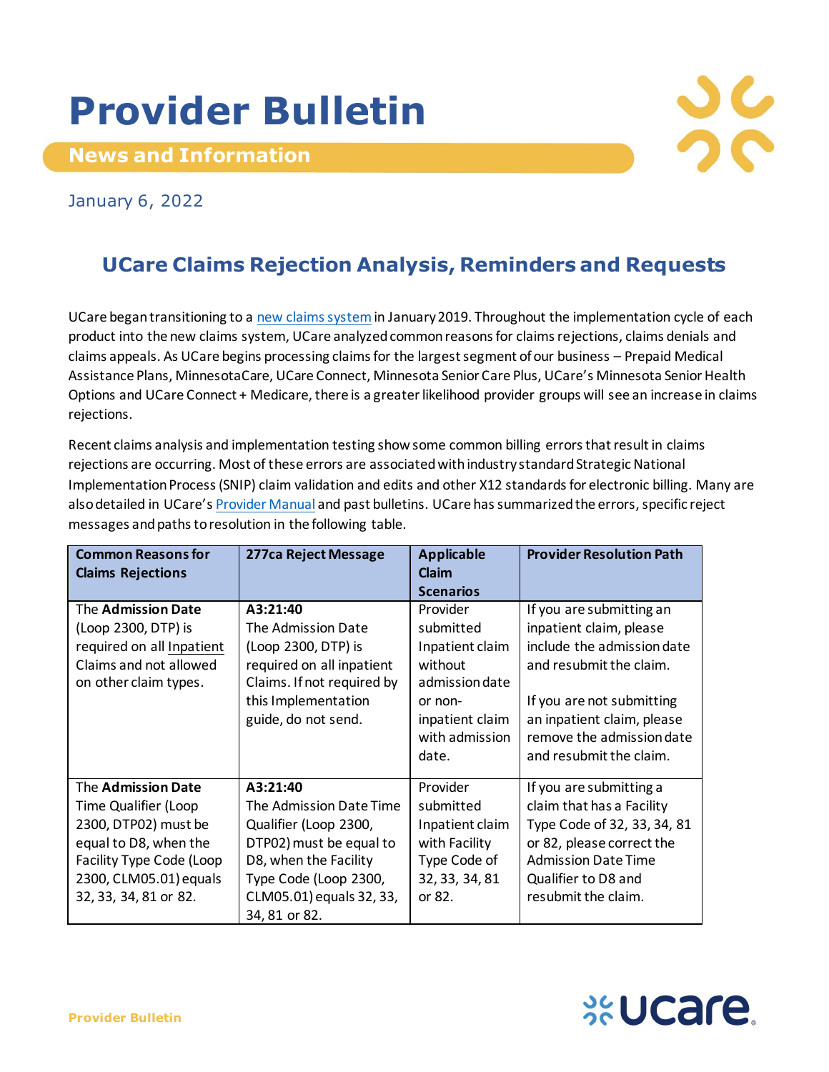# Provider Bulletin

## News and Information

January 6, 2022

## UCare Claims Rejection Analysis, Reminders and Requests

UCare began transitioning to a new claims system in January 2019. Throughout the implementation cycle of each product into the new claims system, UCare analyzed common reasons for claims rejections, claims denials and claims appeals. As UCare begins processing claims for the largest segment of our business – Prepaid Medical Assistance Plans, MinnesotaCare, UCare Connect, Minnesota Senior Care Plus, UCare's Minnesota Senior Health Options and UCare Connect + Medicare, there is a greater likelihood provider groups will see an increase in claims rejections.

Recent claims analysis and implementation testing show some common billing errors that result in claims rejections are occurring. Most of these errors are associated with industry standard Strategic National Implementation Process (SNIP) claim validation and edits and other X12 standards for electronic billing. Many are also detailed in UCare's Provider Manual and past bulletins. UCare has summarized the errors, specific reject messages and paths to resolution in the following table.

| Common Reasons for Claims Rejections | 277ca Reject Message | Applicable Claim Scenarios | Provider Resolution Path |
|---|---|---|---|
| The **Admission Date** (Loop 2300, DTP) is required on all Inpatient Claims and not allowed on other claim types. | **A3:21:40** The Admission Date (Loop 2300, DTP) is required on all inpatient Claims. If not required by this Implementation guide, do not send. | Provider submitted Inpatient claim without admission date or non-inpatient claim with admission date. | If you are submitting an inpatient claim, please include the admission date and resubmit the claim.<br><br>If you are not submitting an inpatient claim, please remove the admission date and resubmit the claim. |
| The **Admission Date** Time Qualifier (Loop 2300, DTP02) must be equal to D8, when the Facility Type Code (Loop 2300, CLM05.01) equals 32, 33, 34, 81 or 82. | **A3:21:40** The Admission Date Time Qualifier (Loop 2300, DTP02) must be equal to D8, when the Facility Type Code (Loop 2300, CLM05.01) equals 32, 33, 34, 81 or 82. | Provider submitted Inpatient claim with Facility Type Code of 32, 33, 34, 81 or 82. | If you are submitting a claim that has a Facility Type Code of 32, 33, 34, 81 or 82, please correct the Admission Date Time Qualifier to D8 and resubmit the claim. |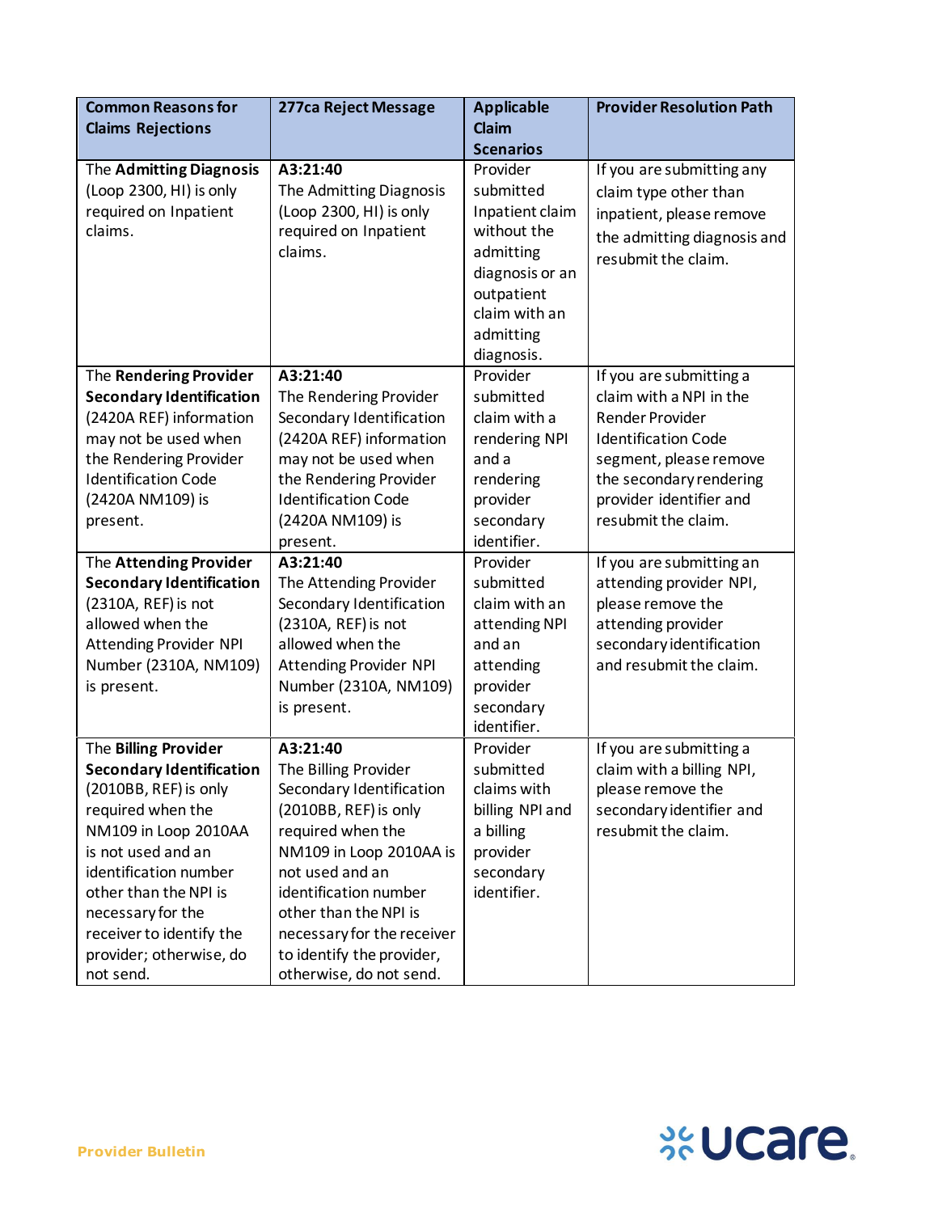| Common Reasons for Claims Rejections | 277ca Reject Message | Applicable Claim Scenarios | Provider Resolution Path |
|---|---|---|---|
| The **Admitting Diagnosis** (Loop 2300, HI) is only required on Inpatient claims. | **A3:21:40** The Admitting Diagnosis (Loop 2300, HI) is only required on Inpatient claims. | Provider submitted Inpatient claim without the admitting diagnosis or an outpatient claim with an admitting diagnosis. | If you are submitting any claim type other than inpatient, please remove the admitting diagnosis and resubmit the claim. |
| The **Rendering Provider Secondary Identification** (2420A REF) information may not be used when the Rendering Provider Identification Code (2420A NM109) is present. | **A3:21:40** The Rendering Provider Secondary Identification (2420A REF) information may not be used when the Rendering Provider Identification Code (2420A NM109) is present. | Provider submitted claim with a rendering NPI and a rendering provider secondary identifier. | If you are submitting a claim with a NPI in the Render Provider Identification Code segment, please remove the secondary rendering provider identifier and resubmit the claim. |
| The **Attending Provider Secondary Identification** (2310A, REF) is not allowed when the Attending Provider NPI Number (2310A, NM109) is present. | **A3:21:40** The Attending Provider Secondary Identification (2310A, REF) is not allowed when the Attending Provider NPI Number (2310A, NM109) is present. | Provider submitted claim with an attending NPI and an attending provider secondary identifier. | If you are submitting an attending provider NPI, please remove the attending provider secondary identification and resubmit the claim. |
| The **Billing Provider Secondary Identification** (2010BB, REF) is only required when the NM109 in Loop 2010AA is not used and an identification number other than the NPI is necessary for the receiver to identify the provider; otherwise, do not send. | **A3:21:40** The Billing Provider Secondary Identification (2010BB, REF) is only required when the NM109 in Loop 2010AA is not used and an identification number other than the NPI is necessary for the receiver to identify the provider, otherwise, do not send. | Provider submitted claims with billing NPI and a billing provider secondary identifier. | If you are submitting a claim with a billing NPI, please remove the secondary identifier and resubmit the claim. |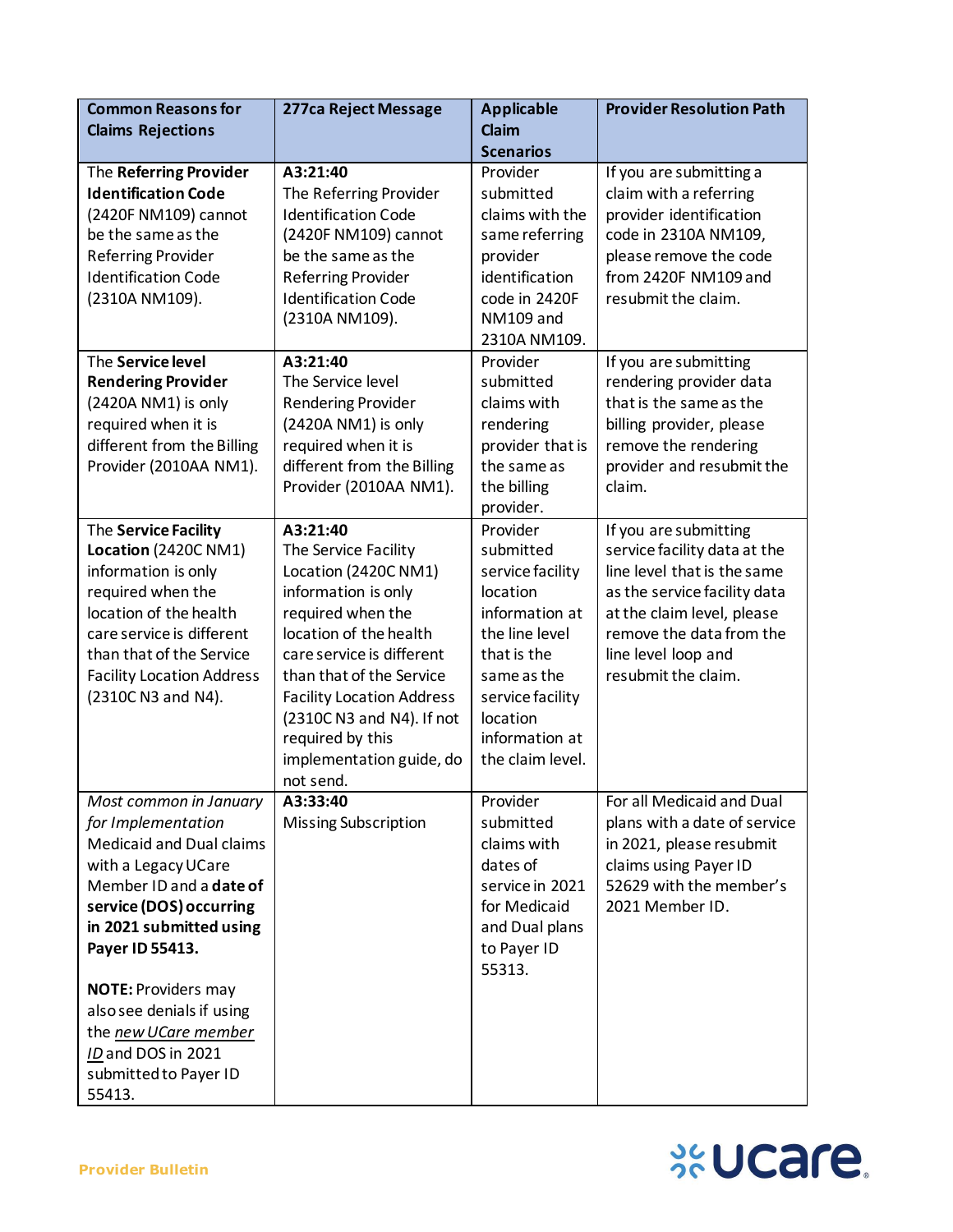| Common Reasons for Claims Rejections | 277ca Reject Message | Applicable Claim Scenarios | Provider Resolution Path |
|---|---|---|---|
| The **Referring Provider Identification Code** (2420F NM109) cannot be the same as the Referring Provider Identification Code (2310A NM109). | **A3:21:40** The Referring Provider Identification Code (2420F NM109) cannot be the same as the Referring Provider Identification Code (2310A NM109). | Provider submitted claims with the same referring provider identification code in 2420F NM109 and 2310A NM109. | If you are submitting a claim with a referring provider identification code in 2310A NM109, please remove the code from 2420F NM109 and resubmit the claim. |
| The **Service level Rendering Provider** (2420A NM1) is only required when it is different from the Billing Provider (2010AA NM1). | **A3:21:40** The Service level Rendering Provider (2420A NM1) is only required when it is different from the Billing Provider (2010AA NM1). | Provider submitted claims with rendering provider that is the same as the billing provider. | If you are submitting rendering provider data that is the same as the billing provider, please remove the rendering provider and resubmit the claim. |
| The **Service Facility Location** (2420C NM1) information is only required when the location of the health care service is different than that of the Service Facility Location Address (2310C N3 and N4). | **A3:21:40** The Service Facility Location (2420C NM1) information is only required when the location of the health care service is different than that of the Service Facility Location Address (2310C N3 and N4). If not required by this implementation guide, do not send. | Provider submitted service facility location information at the line level that is the same as the service facility location information at the claim level. | If you are submitting service facility data at the line level that is the same as the service facility data at the claim level, please remove the data from the line level loop and resubmit the claim. |
| *Most common in January for Implementation* Medicaid and Dual claims with a Legacy UCare Member ID and a **date of service (DOS) occurring in 2021 submitted using Payer ID 55413.**<br><br>**NOTE:** Providers may also see denials if using the *new UCare member ID* and DOS in 2021 submitted to Payer ID 55413. | **A3:33:40** Missing Subscription | Provider submitted claims with dates of service in 2021 for Medicaid and Dual plans to Payer ID 55313. | For all Medicaid and Dual plans with a date of service in 2021, please resubmit claims using Payer ID 52629 with the member's 2021 Member ID. |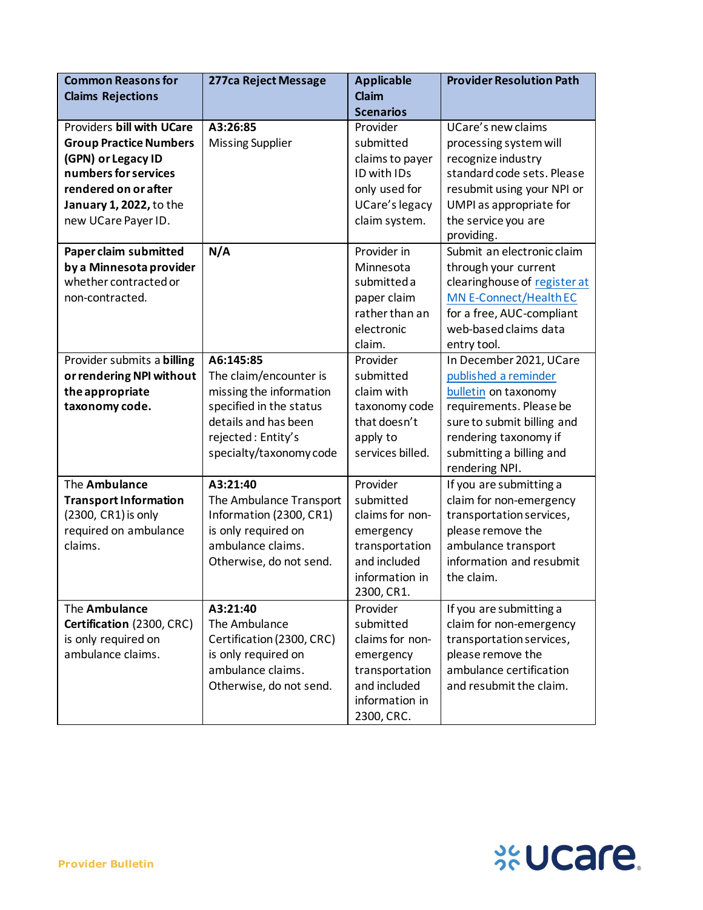| Common Reasons for Claims Rejections | 277ca Reject Message | Applicable Claim Scenarios | Provider Resolution Path |
|---|---|---|---|
| Providers **bill with UCare Group Practice Numbers (GPN) or Legacy ID numbers for services rendered on or after January 1, 2022,** to the new UCare Payer ID. | **A3:26:85** Missing Supplier | Provider submitted claims to payer ID with IDs only used for UCare's legacy claim system. | UCare's new claims processing system will recognize industry standard code sets. Please resubmit using your NPI or UMPI as appropriate for the service you are providing. |
| **Paper claim submitted by a Minnesota provider** whether contracted or non-contracted. | **N/A** | Provider in Minnesota submitted a paper claim rather than an electronic claim. | Submit an electronic claim through your current clearinghouse of register at MN E-Connect/Health EC for a free, AUC-compliant web-based claims data entry tool. |
| Provider submits a **billing or rendering NPI without the appropriate taxonomy code.** | **A6:145:85** The claim/encounter is missing the information specified in the status details and has been rejected : Entity's specialty/taxonomy code | Provider submitted claim with taxonomy code that doesn't apply to services billed. | In December 2021, UCare published a reminder bulletin on taxonomy requirements. Please be sure to submit billing and rendering taxonomy if submitting a billing and rendering NPI. |
| The **Ambulance Transport Information** (2300, CR1) is only required on ambulance claims. | **A3:21:40** The Ambulance Transport Information (2300, CR1) is only required on ambulance claims. Otherwise, do not send. | Provider submitted claims for non-emergency transportation and included information in 2300, CR1. | If you are submitting a claim for non-emergency transportation services, please remove the ambulance transport information and resubmit the claim. |
| The **Ambulance Certification** (2300, CRC) is only required on ambulance claims. | **A3:21:40** The Ambulance Certification (2300, CRC) is only required on ambulance claims. Otherwise, do not send. | Provider submitted claims for non-emergency transportation and included information in 2300, CRC. | If you are submitting a claim for non-emergency transportation services, please remove the ambulance certification and resubmit the claim. |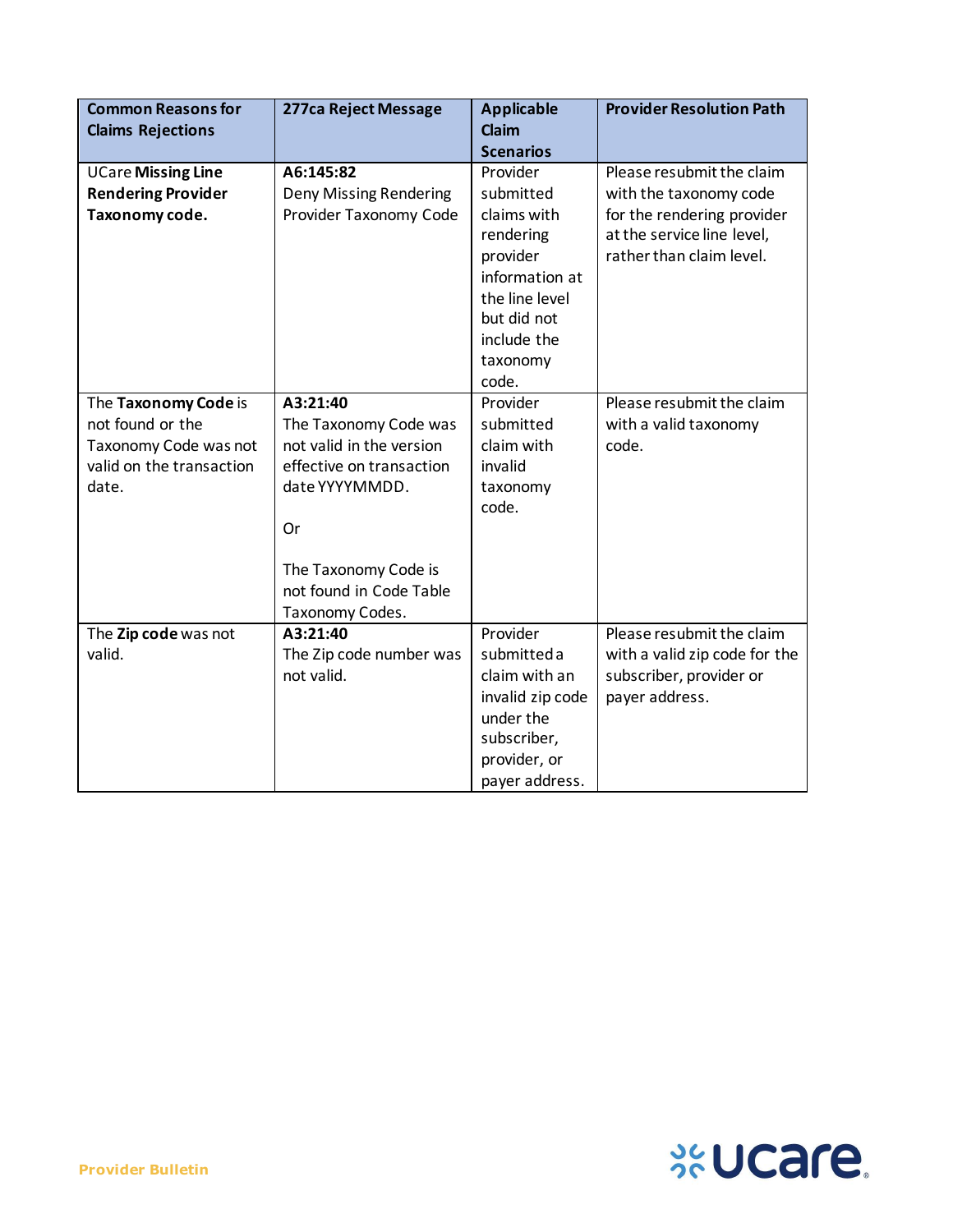| **Common Reasons for Claims Rejections** | **277ca Reject Message** | **Applicable Claim Scenarios** | **Provider Resolution Path** |
|---|---|---|---|
| UCare **Missing Line Rendering Provider Taxonomy code.** | **A6:145:82** Deny Missing Rendering Provider Taxonomy Code | Provider submitted claims with rendering provider information at the line level but did not include the taxonomy code. | Please resubmit the claim with the taxonomy code for the rendering provider at the service line level, rather than claim level. |
| The **Taxonomy Code** is not found or the Taxonomy Code was not valid on the transaction date. | **A3:21:40** The Taxonomy Code was not valid in the version effective on transaction date YYYYMMDD. Or The Taxonomy Code is not found in Code Table Taxonomy Codes. | Provider submitted claim with invalid taxonomy code. | Please resubmit the claim with a valid taxonomy code. |
| The **Zip code** was not valid. | **A3:21:40** The Zip code number was not valid. | Provider submitted a claim with an invalid zip code under the subscriber, provider, or payer address. | Please resubmit the claim with a valid zip code for the subscriber, provider or payer address. |